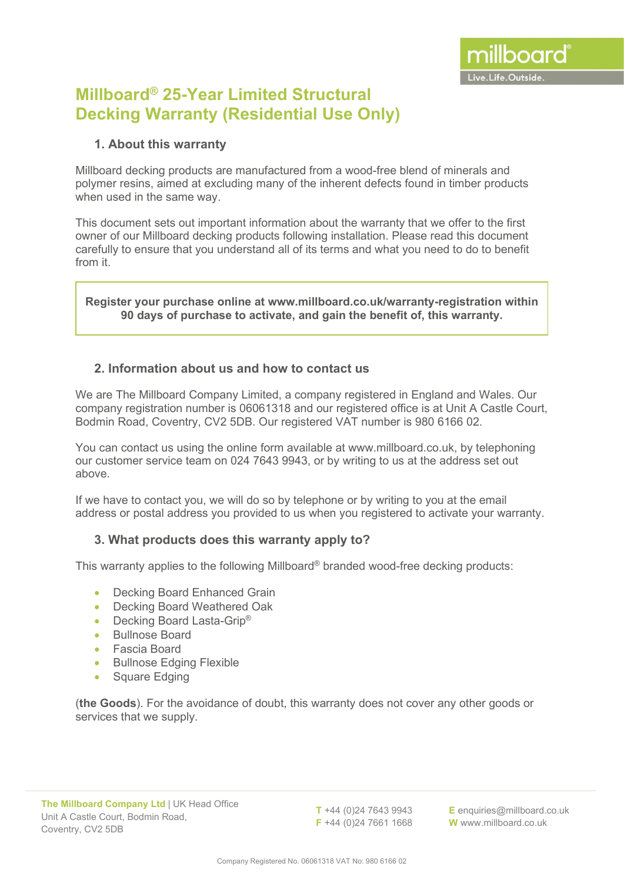# Millboard® 25-Year Limited Structural Decking Warranty (Residential Use Only)

## 1. About this warranty

Millboard decking products are manufactured from a wood-free blend of minerals and polymer resins, aimed at excluding many of the inherent defects found in timber products when used in the same way.

This document sets out important information about the warranty that we offer to the first owner of our Millboard decking products following installation. Please read this document carefully to ensure that you understand all of its terms and what you need to do to benefit from it.

**Register your purchase online at www.millboard.co.uk/warranty-registration within 90 days of purchase to activate, and gain the benefit of, this warranty.**

## 2. Information about us and how to contact us

We are The Millboard Company Limited, a company registered in England and Wales. Our company registration number is 06061318 and our registered office is at Unit A Castle Court, Bodmin Road, Coventry, CV2 5DB. Our registered VAT number is 980 6166 02.

You can contact us using the online form available at www.millboard.co.uk, by telephoning our customer service team on 024 7643 9943, or by writing to us at the address set out above.

If we have to contact you, we will do so by telephone or by writing to you at the email address or postal address you provided to us when you registered to activate your warranty.

## 3. What products does this warranty apply to?

This warranty applies to the following Millboard® branded wood-free decking products:

- Decking Board Enhanced Grain
- Decking Board Weathered Oak
- Decking Board Lasta-Grip®
- Bullnose Board
- Fascia Board
- Bullnose Edging Flexible
- Square Edging

(**the Goods**). For the avoidance of doubt, this warranty does not cover any other goods or services that we supply.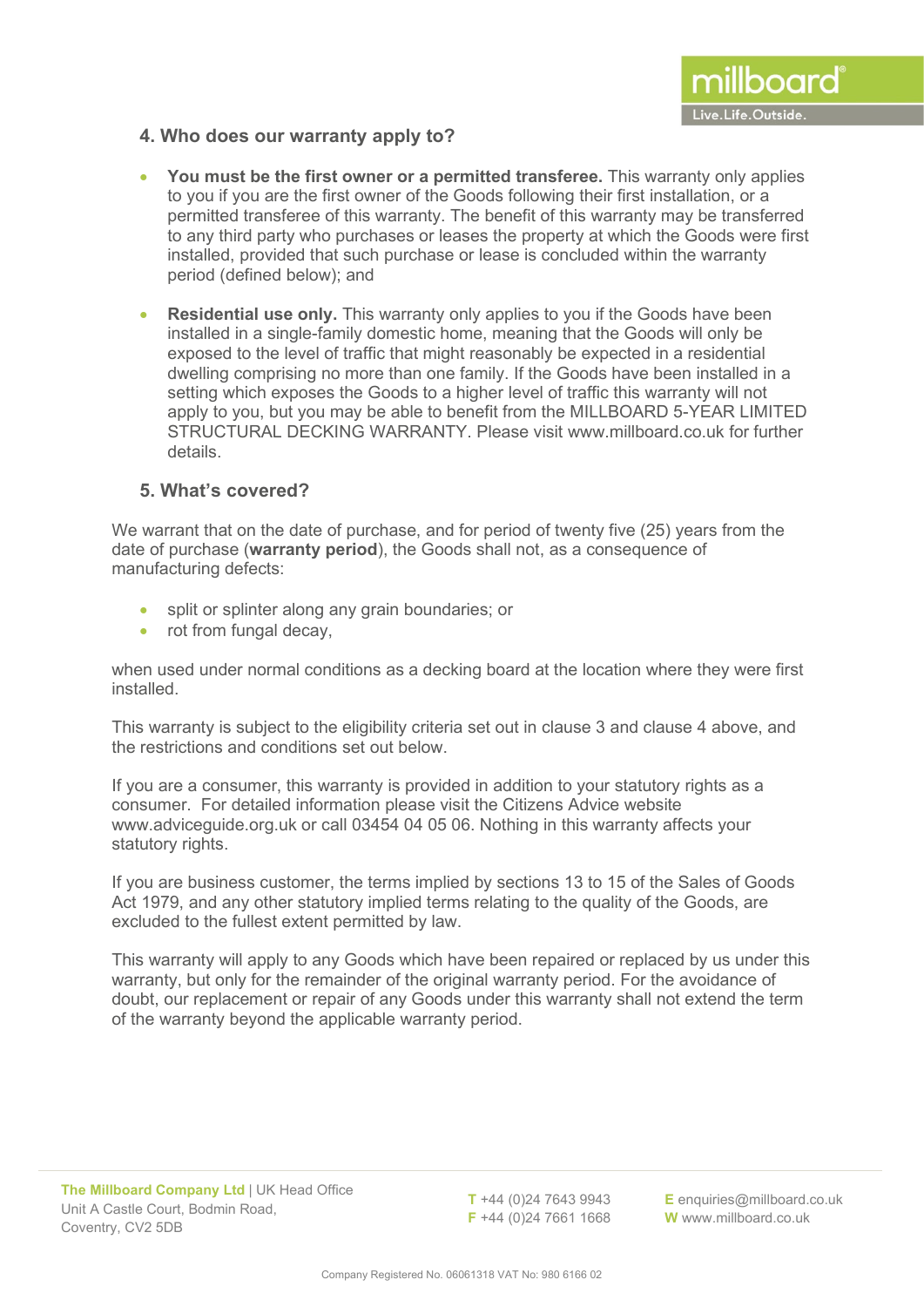## 4. Who does our warranty apply to?

- **You must be the first owner or a permitted transferee.** This warranty only applies to you if you are the first owner of the Goods following their first installation, or a permitted transferee of this warranty. The benefit of this warranty may be transferred to any third party who purchases or leases the property at which the Goods were first installed, provided that such purchase or lease is concluded within the warranty period (defined below); and
- **Residential use only.** This warranty only applies to you if the Goods have been installed in a single-family domestic home, meaning that the Goods will only be exposed to the level of traffic that might reasonably be expected in a residential dwelling comprising no more than one family. If the Goods have been installed in a setting which exposes the Goods to a higher level of traffic this warranty will not apply to you, but you may be able to benefit from the MILLBOARD 5-YEAR LIMITED STRUCTURAL DECKING WARRANTY. Please visit www.millboard.co.uk for further details.

## 5. What's covered?

We warrant that on the date of purchase, and for period of twenty five (25) years from the date of purchase (**warranty period**), the Goods shall not, as a consequence of manufacturing defects:

- split or splinter along any grain boundaries; or
- rot from fungal decay,

when used under normal conditions as a decking board at the location where they were first installed.

This warranty is subject to the eligibility criteria set out in clause 3 and clause 4 above, and the restrictions and conditions set out below.

If you are a consumer, this warranty is provided in addition to your statutory rights as a consumer. For detailed information please visit the Citizens Advice website www.adviceguide.org.uk or call 03454 04 05 06. Nothing in this warranty affects your statutory rights.

If you are business customer, the terms implied by sections 13 to 15 of the Sales of Goods Act 1979, and any other statutory implied terms relating to the quality of the Goods, are excluded to the fullest extent permitted by law.

This warranty will apply to any Goods which have been repaired or replaced by us under this warranty, but only for the remainder of the original warranty period. For the avoidance of doubt, our replacement or repair of any Goods under this warranty shall not extend the term of the warranty beyond the applicable warranty period.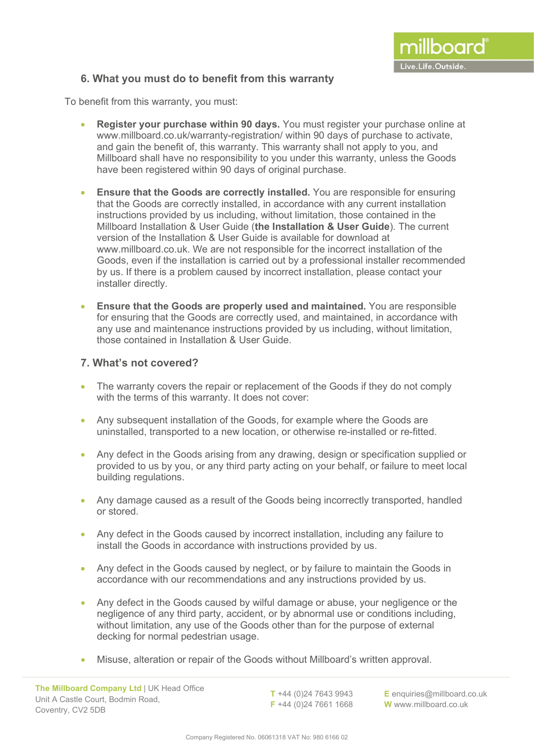## 6. What you must do to benefit from this warranty

To benefit from this warranty, you must:

- **Register your purchase within 90 days.** You must register your purchase online at www.millboard.co.uk/warranty-registration/ within 90 days of purchase to activate, and gain the benefit of, this warranty. This warranty shall not apply to you, and Millboard shall have no responsibility to you under this warranty, unless the Goods have been registered within 90 days of original purchase.

- **Ensure that the Goods are correctly installed.** You are responsible for ensuring that the Goods are correctly installed, in accordance with any current installation instructions provided by us including, without limitation, those contained in the Millboard Installation & User Guide (**the Installation & User Guide**). The current version of the Installation & User Guide is available for download at www.millboard.co.uk. We are not responsible for the incorrect installation of the Goods, even if the installation is carried out by a professional installer recommended by us. If there is a problem caused by incorrect installation, please contact your installer directly.

- **Ensure that the Goods are properly used and maintained.** You are responsible for ensuring that the Goods are correctly used, and maintained, in accordance with any use and maintenance instructions provided by us including, without limitation, those contained in Installation & User Guide.

## 7. What's not covered?

- The warranty covers the repair or replacement of the Goods if they do not comply with the terms of this warranty. It does not cover:

- Any subsequent installation of the Goods, for example where the Goods are uninstalled, transported to a new location, or otherwise re-installed or re-fitted.

- Any defect in the Goods arising from any drawing, design or specification supplied or provided to us by you, or any third party acting on your behalf, or failure to meet local building regulations.

- Any damage caused as a result of the Goods being incorrectly transported, handled or stored.

- Any defect in the Goods caused by incorrect installation, including any failure to install the Goods in accordance with instructions provided by us.

- Any defect in the Goods caused by neglect, or by failure to maintain the Goods in accordance with our recommendations and any instructions provided by us.

- Any defect in the Goods caused by wilful damage or abuse, your negligence or the negligence of any third party, accident, or by abnormal use or conditions including, without limitation, any use of the Goods other than for the purpose of external decking for normal pedestrian usage.

- Misuse, alteration or repair of the Goods without Millboard's written approval.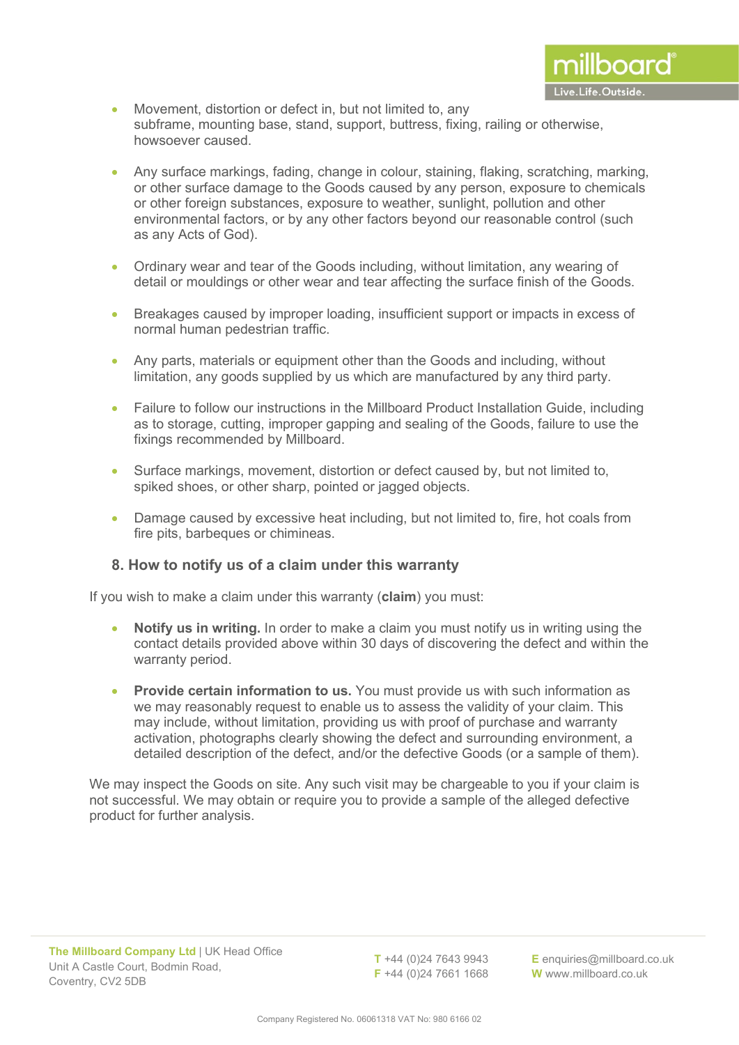- Movement, distortion or defect in, but not limited to, any subframe, mounting base, stand, support, buttress, fixing, railing or otherwise, howsoever caused.

- Any surface markings, fading, change in colour, staining, flaking, scratching, marking, or other surface damage to the Goods caused by any person, exposure to chemicals or other foreign substances, exposure to weather, sunlight, pollution and other environmental factors, or by any other factors beyond our reasonable control (such as any Acts of God).

- Ordinary wear and tear of the Goods including, without limitation, any wearing of detail or mouldings or other wear and tear affecting the surface finish of the Goods.

- Breakages caused by improper loading, insufficient support or impacts in excess of normal human pedestrian traffic.

- Any parts, materials or equipment other than the Goods and including, without limitation, any goods supplied by us which are manufactured by any third party.

- Failure to follow our instructions in the Millboard Product Installation Guide, including as to storage, cutting, improper gapping and sealing of the Goods, failure to use the fixings recommended by Millboard.

- Surface markings, movement, distortion or defect caused by, but not limited to, spiked shoes, or other sharp, pointed or jagged objects.

- Damage caused by excessive heat including, but not limited to, fire, hot coals from fire pits, barbeques or chimineas.

### 8. How to notify us of a claim under this warranty

If you wish to make a claim under this warranty (**claim**) you must:

- **Notify us in writing.** In order to make a claim you must notify us in writing using the contact details provided above within 30 days of discovering the defect and within the warranty period.

- **Provide certain information to us.** You must provide us with such information as we may reasonably request to enable us to assess the validity of your claim. This may include, without limitation, providing us with proof of purchase and warranty activation, photographs clearly showing the defect and surrounding environment, a detailed description of the defect, and/or the defective Goods (or a sample of them).

We may inspect the Goods on site. Any such visit may be chargeable to you if your claim is not successful. We may obtain or require you to provide a sample of the alleged defective product for further analysis.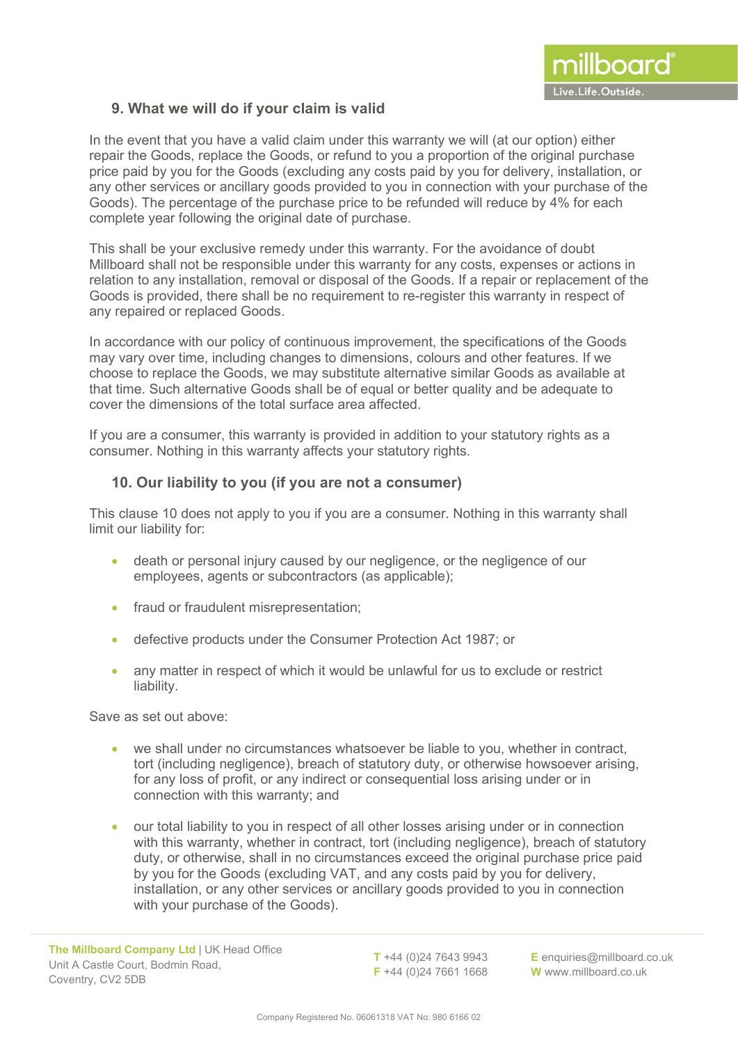## 9. What we will do if your claim is valid

In the event that you have a valid claim under this warranty we will (at our option) either repair the Goods, replace the Goods, or refund to you a proportion of the original purchase price paid by you for the Goods (excluding any costs paid by you for delivery, installation, or any other services or ancillary goods provided to you in connection with your purchase of the Goods). The percentage of the purchase price to be refunded will reduce by 4% for each complete year following the original date of purchase.

This shall be your exclusive remedy under this warranty. For the avoidance of doubt Millboard shall not be responsible under this warranty for any costs, expenses or actions in relation to any installation, removal or disposal of the Goods. If a repair or replacement of the Goods is provided, there shall be no requirement to re-register this warranty in respect of any repaired or replaced Goods.

In accordance with our policy of continuous improvement, the specifications of the Goods may vary over time, including changes to dimensions, colours and other features. If we choose to replace the Goods, we may substitute alternative similar Goods as available at that time. Such alternative Goods shall be of equal or better quality and be adequate to cover the dimensions of the total surface area affected.

If you are a consumer, this warranty is provided in addition to your statutory rights as a consumer. Nothing in this warranty affects your statutory rights.

## 10. Our liability to you (if you are not a consumer)

This clause 10 does not apply to you if you are a consumer. Nothing in this warranty shall limit our liability for:

- death or personal injury caused by our negligence, or the negligence of our employees, agents or subcontractors (as applicable);
- fraud or fraudulent misrepresentation;
- defective products under the Consumer Protection Act 1987; or
- any matter in respect of which it would be unlawful for us to exclude or restrict liability.

Save as set out above:

- we shall under no circumstances whatsoever be liable to you, whether in contract, tort (including negligence), breach of statutory duty, or otherwise howsoever arising, for any loss of profit, or any indirect or consequential loss arising under or in connection with this warranty; and
- our total liability to you in respect of all other losses arising under or in connection with this warranty, whether in contract, tort (including negligence), breach of statutory duty, or otherwise, shall in no circumstances exceed the original purchase price paid by you for the Goods (excluding VAT, and any costs paid by you for delivery, installation, or any other services or ancillary goods provided to you in connection with your purchase of the Goods).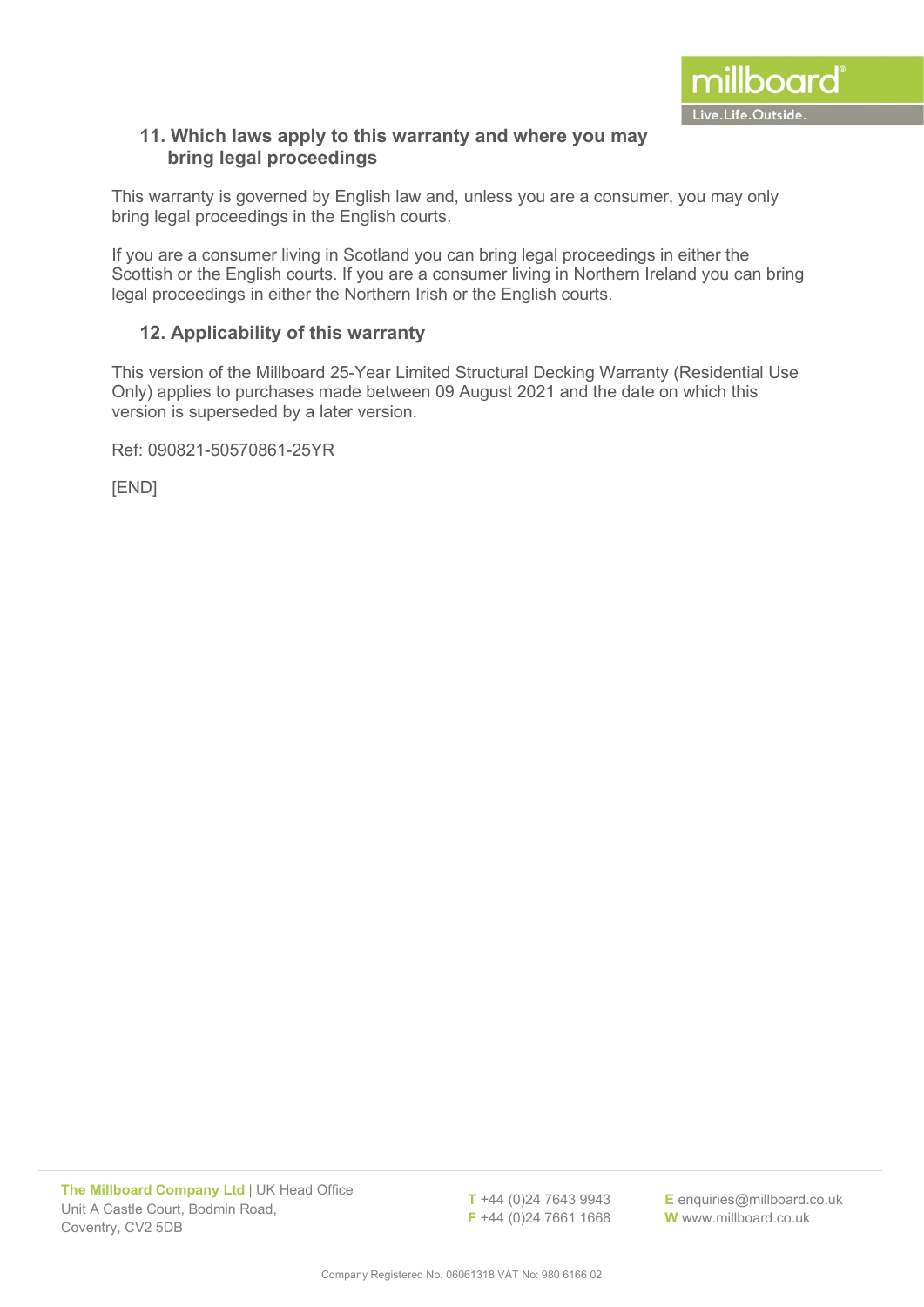## 11. Which laws apply to this warranty and where you may bring legal proceedings

This warranty is governed by English law and, unless you are a consumer, you may only bring legal proceedings in the English courts.

If you are a consumer living in Scotland you can bring legal proceedings in either the Scottish or the English courts. If you are a consumer living in Northern Ireland you can bring legal proceedings in either the Northern Irish or the English courts.

## 12. Applicability of this warranty

This version of the Millboard 25-Year Limited Structural Decking Warranty (Residential Use Only) applies to purchases made between 09 August 2021 and the date on which this version is superseded by a later version.

Ref: 090821-50570861-25YR

[END]